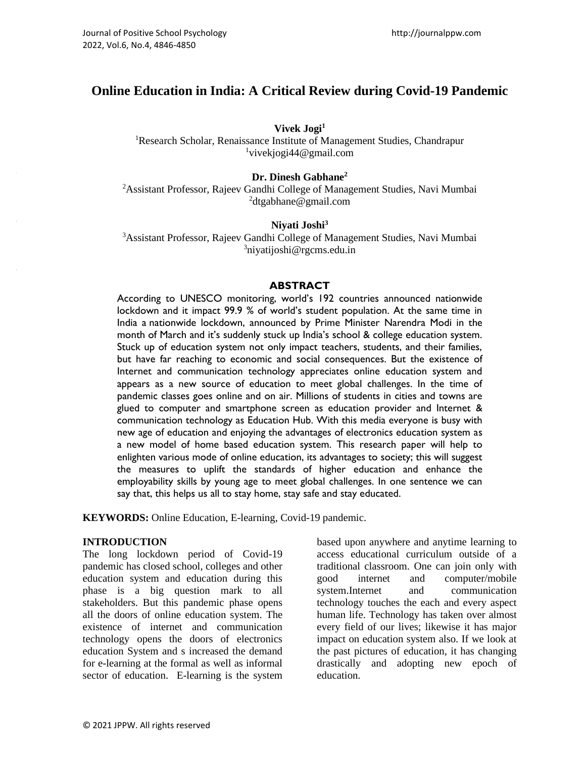# Online Education in India: A Critical Review during Covid-19 Pandemic

**Vivek Jogi**[1]
[1]Research Scholar, Renaissance Institute of Management Studies, Chandrapur
[1]vivekjogi44@gmail.com

**Dr. Dinesh Gabhane**[2]
[2]Assistant Professor, Rajeev Gandhi College of Management Studies, Navi Mumbai
[2]dtgabhane@gmail.com

**Niyati Joshi**[3]
[3]Assistant Professor, Rajeev Gandhi College of Management Studies, Navi Mumbai
[3]niyatijoshi@rgcms.edu.in

## ABSTRACT

According to UNESCO monitoring, world's 192 countries announced nationwide lockdown and it impact 99.9 % of world's student population. At the same time in India a nationwide lockdown, announced by Prime Minister Narendra Modi in the month of March and it's suddenly stuck up India's school & college education system. Stuck up of education system not only impact teachers, students, and their families, but have far reaching to economic and social consequences. But the existence of Internet and communication technology appreciates online education system and appears as a new source of education to meet global challenges. In the time of pandemic classes goes online and on air. Millions of students in cities and towns are glued to computer and smartphone screen as education provider and Internet & communication technology as Education Hub. With this media everyone is busy with new age of education and enjoying the advantages of electronics education system as a new model of home based education system. This research paper will help to enlighten various mode of online education, its advantages to society; this will suggest the measures to uplift the standards of higher education and enhance the employability skills by young age to meet global challenges. In one sentence we can say that, this helps us all to stay home, stay safe and stay educated.

**KEYWORDS:** Online Education, E-learning, Covid-19 pandemic.

## INTRODUCTION

The long lockdown period of Covid-19 pandemic has closed school, colleges and other education system and education during this phase is a big question mark to all stakeholders. But this pandemic phase opens all the doors of online education system. The existence of internet and communication technology opens the doors of electronics education System and s increased the demand for e-learning at the formal as well as informal sector of education. E-learning is the system based upon anywhere and anytime learning to access educational curriculum outside of a traditional classroom. One can join only with good internet and computer/mobile system.Internet and communication technology touches the each and every aspect human life. Technology has taken over almost every field of our lives; likewise it has major impact on education system also. If we look at the past pictures of education, it has changing drastically and adopting new epoch of education.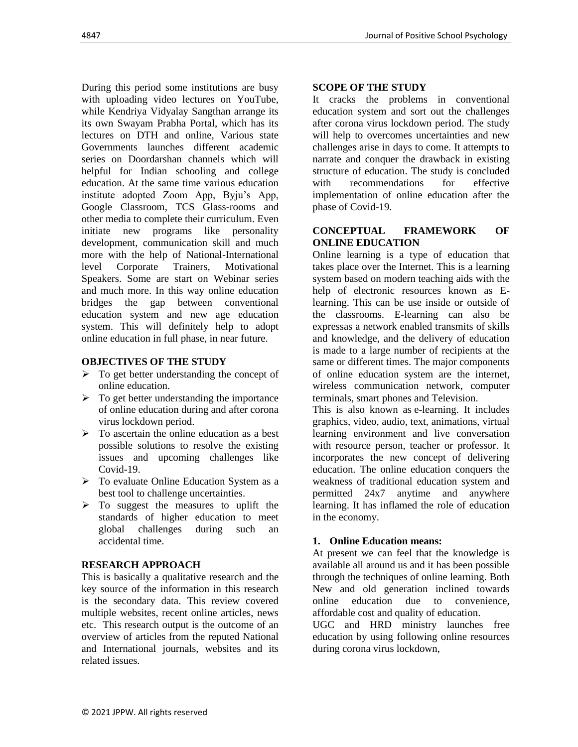During this period some institutions are busy with uploading video lectures on YouTube, while Kendriya Vidyalay Sangthan arrange its its own Swayam Prabha Portal, which has its lectures on DTH and online, Various state Governments launches different academic series on Doordarshan channels which will helpful for Indian schooling and college education. At the same time various education institute adopted Zoom App, Byju's App, Google Classroom, TCS Glass-rooms and other media to complete their curriculum. Even initiate new programs like personality development, communication skill and much more with the help of National-International level Corporate Trainers, Motivational Speakers. Some are start on Webinar series and much more. In this way online education bridges the gap between conventional education system and new age education system. This will definitely help to adopt online education in full phase, in near future.

## OBJECTIVES OF THE STUDY

- To get better understanding the concept of online education.
- To get better understanding the importance of online education during and after corona virus lockdown period.
- To ascertain the online education as a best possible solutions to resolve the existing issues and upcoming challenges like Covid-19.
- To evaluate Online Education System as a best tool to challenge uncertainties.
- To suggest the measures to uplift the standards of higher education to meet global challenges during such an accidental time.

## RESEARCH APPROACH

This is basically a qualitative research and the key source of the information in this research is the secondary data. This review covered multiple websites, recent online articles, news etc. This research output is the outcome of an overview of articles from the reputed National and International journals, websites and its related issues.

## SCOPE OF THE STUDY

It cracks the problems in conventional education system and sort out the challenges after corona virus lockdown period. The study will help to overcomes uncertainties and new challenges arise in days to come. It attempts to narrate and conquer the drawback in existing structure of education. The study is concluded with recommendations for effective implementation of online education after the phase of Covid-19.

## CONCEPTUAL FRAMEWORK OF ONLINE EDUCATION

Online learning is a type of education that takes place over the Internet. This is a learning system based on modern teaching aids with the help of electronic resources known as E-learning. This can be use inside or outside of the classrooms. E-learning can also be expressas a network enabled transmits of skills and knowledge, and the delivery of education is made to a large number of recipients at the same or different times. The major components of online education system are the internet, wireless communication network, computer terminals, smart phones and Television.

This is also known as e-learning. It includes graphics, video, audio, text, animations, virtual learning environment and live conversation with resource person, teacher or professor. It incorporates the new concept of delivering education. The online education conquers the weakness of traditional education system and permitted 24x7 anytime and anywhere learning. It has inflamed the role of education in the economy.

### 1. Online Education means:

At present we can feel that the knowledge is available all around us and it has been possible through the techniques of online learning. Both New and old generation inclined towards online education due to convenience, affordable cost and quality of education.

UGC and HRD ministry launches free education by using following online resources during corona virus lockdown,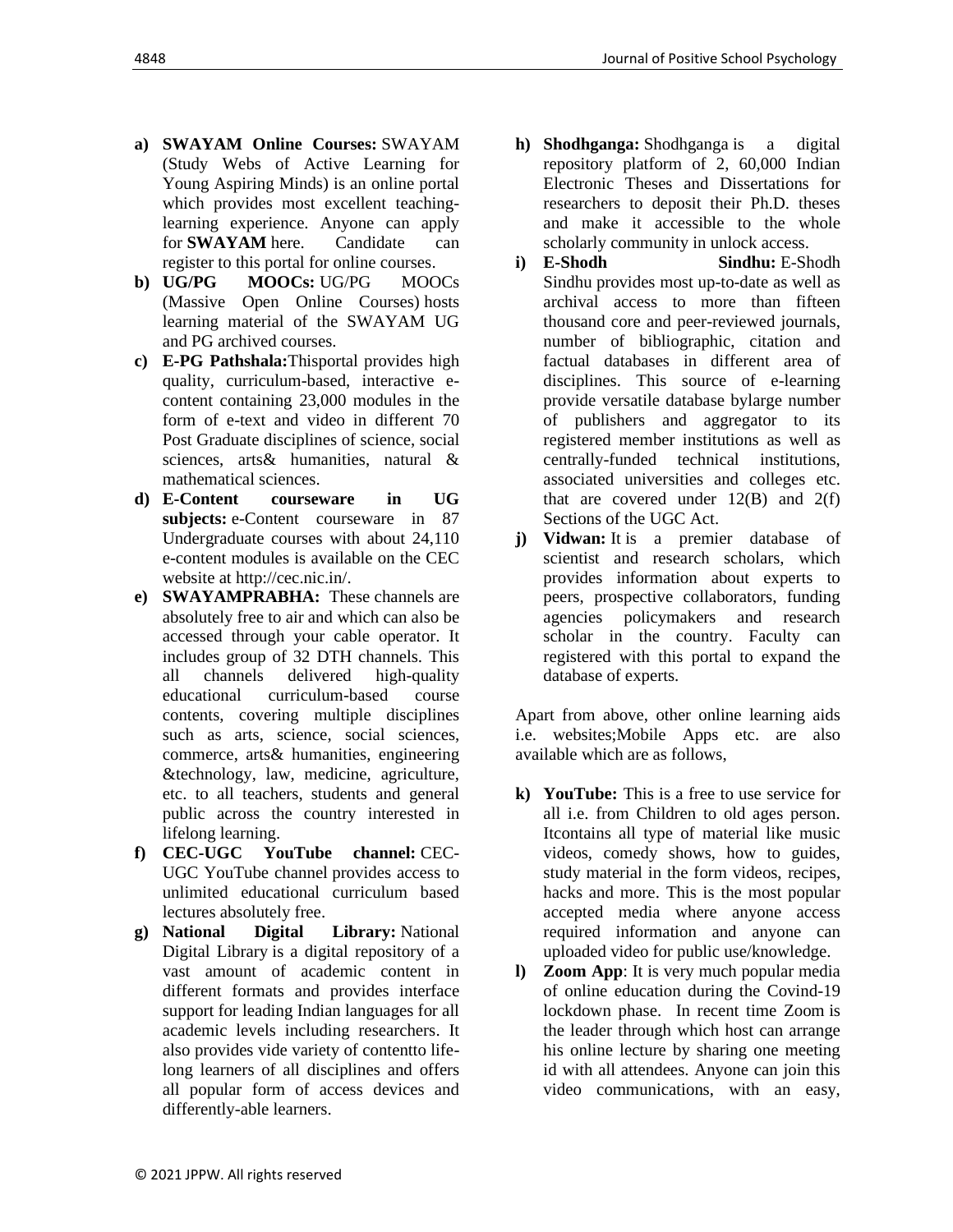a) **SWAYAM Online Courses:** SWAYAM (Study Webs of Active Learning for Young Aspiring Minds) is an online portal which provides most excellent teaching-learning experience. Anyone can apply for **SWAYAM** here. Candidate can register to this portal for online courses.
b) **UG/PG MOOCs:** UG/PG MOOCs (Massive Open Online Courses) hosts learning material of the SWAYAM UG and PG archived courses.
c) **E-PG Pathshala:**Thisportal provides high quality, curriculum-based, interactive e-content containing 23,000 modules in the form of e-text and video in different 70 Post Graduate disciplines of science, social sciences, arts& humanities, natural & mathematical sciences.
d) **E-Content courseware in UG subjects:** e-Content courseware in 87 Undergraduate courses with about 24,110 e-content modules is available on the CEC website at http://cec.nic.in/.
e) **SWAYAMPRABHA:** These channels are absolutely free to air and which can also be accessed through your cable operator. It includes group of 32 DTH channels. This all channels delivered high-quality educational curriculum-based course contents, covering multiple disciplines such as arts, science, social sciences, commerce, arts& humanities, engineering &technology, law, medicine, agriculture, etc. to all teachers, students and general public across the country interested in lifelong learning.
f) **CEC-UGC YouTube channel:** CEC-UGC YouTube channel provides access to unlimited educational curriculum based lectures absolutely free.
g) **National Digital Library:** National Digital Library is a digital repository of a vast amount of academic content in different formats and provides interface support for leading Indian languages for all academic levels including researchers. It also provides vide variety of contentto life-long learners of all disciplines and offers all popular form of access devices and differently-able learners.
h) **Shodhganga:** Shodhganga is a digital repository platform of 2, 60,000 Indian Electronic Theses and Dissertations for researchers to deposit their Ph.D. theses and make it accessible to the whole scholarly community in unlock access.
i) **E-Shodh Sindhu:** E-Shodh Sindhu provides most up-to-date as well as archival access to more than fifteen thousand core and peer-reviewed journals, number of bibliographic, citation and factual databases in different area of disciplines. This source of e-learning provide versatile database bylarge number of publishers and aggregator to its registered member institutions as well as centrally-funded technical institutions, associated universities and colleges etc. that are covered under 12(B) and 2(f) Sections of the UGC Act.
j) **Vidwan:** It is a premier database of scientist and research scholars, which provides information about experts to peers, prospective collaborators, funding agencies policymakers and research scholar in the country. Faculty can registered with this portal to expand the database of experts.

Apart from above, other online learning aids i.e. websites;Mobile Apps etc. are also available which are as follows,

k) **YouTube:** This is a free to use service for all i.e. from Children to old ages person. Itcontains all type of material like music videos, comedy shows, how to guides, study material in the form videos, recipes, hacks and more. This is the most popular accepted media where anyone access required information and anyone can uploaded video for public use/knowledge.
l) **Zoom App**: It is very much popular media of online education during the Covind-19 lockdown phase. In recent time Zoom is the leader through which host can arrange his online lecture by sharing one meeting id with all attendees. Anyone can join this video communications, with an easy,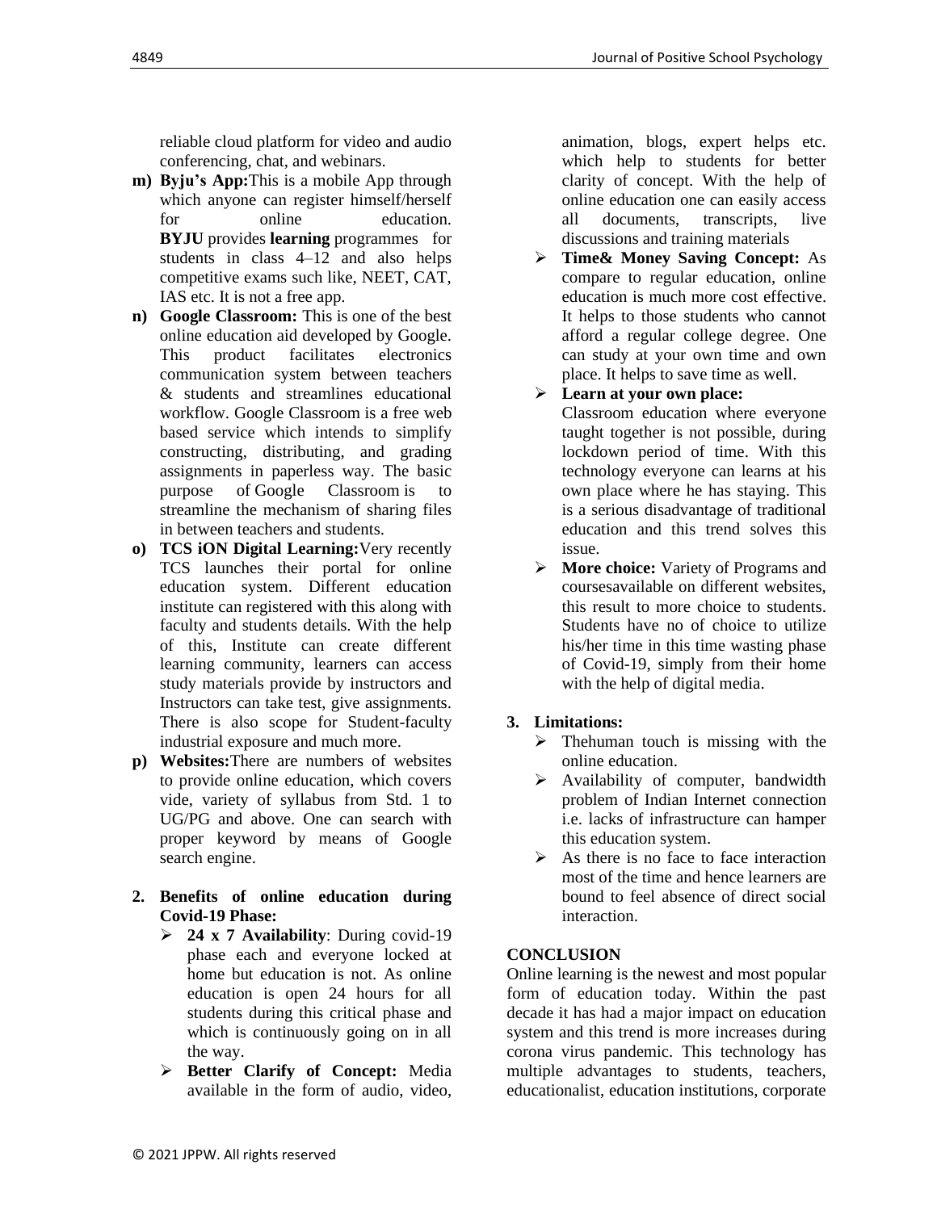reliable cloud platform for video and audio conferencing, chat, and webinars.

m) **Byju's App:**This is a mobile App through which anyone can register himself/herself for online education. **BYJU** provides **learning** programmes for students in class 4–12 and also helps competitive exams such like, NEET, CAT, IAS etc. It is not a free app.

n) **Google Classroom:** This is one of the best online education aid developed by Google. This product facilitates electronics communication system between teachers & students and streamlines educational workflow. Google Classroom is a free web based service which intends to simplify constructing, distributing, and grading assignments in paperless way. The basic purpose of Google Classroom is to streamline the mechanism of sharing files in between teachers and students.

o) **TCS iON Digital Learning:**Very recently TCS launches their portal for online education system. Different education institute can registered with this along with faculty and students details. With the help of this, Institute can create different learning community, learners can access study materials provide by instructors and Instructors can take test, give assignments. There is also scope for Student-faculty industrial exposure and much more.

p) **Websites:**There are numbers of websites to provide online education, which covers vide, variety of syllabus from Std. 1 to UG/PG and above. One can search with proper keyword by means of Google search engine.

**2. Benefits of online education during Covid-19 Phase:**

- **24 x 7 Availability**: During covid-19 phase each and everyone locked at home but education is not. As online education is open 24 hours for all students during this critical phase and which is continuously going on in all the way.
- **Better Clarify of Concept:** Media available in the form of audio, video, animation, blogs, expert helps etc. which help to students for better clarity of concept. With the help of online education one can easily access all documents, transcripts, live discussions and training materials
- **Time& Money Saving Concept:** As compare to regular education, online education is much more cost effective. It helps to those students who cannot afford a regular college degree. One can study at your own time and own place. It helps to save time as well.
- **Learn at your own place:** Classroom education where everyone taught together is not possible, during lockdown period of time. With this technology everyone can learns at his own place where he has staying. This is a serious disadvantage of traditional education and this trend solves this issue.
- **More choice:** Variety of Programs and coursesavailable on different websites, this result to more choice to students. Students have no of choice to utilize his/her time in this time wasting phase of Covid-19, simply from their home with the help of digital media.

**3. Limitations:**

- Thehuman touch is missing with the online education.
- Availability of computer, bandwidth problem of Indian Internet connection i.e. lacks of infrastructure can hamper this education system.
- As there is no face to face interaction most of the time and hence learners are bound to feel absence of direct social interaction.

## CONCLUSION

Online learning is the newest and most popular form of education today. Within the past decade it has had a major impact on education system and this trend is more increases during corona virus pandemic. This technology has multiple advantages to students, teachers, educationalist, education institutions, corporate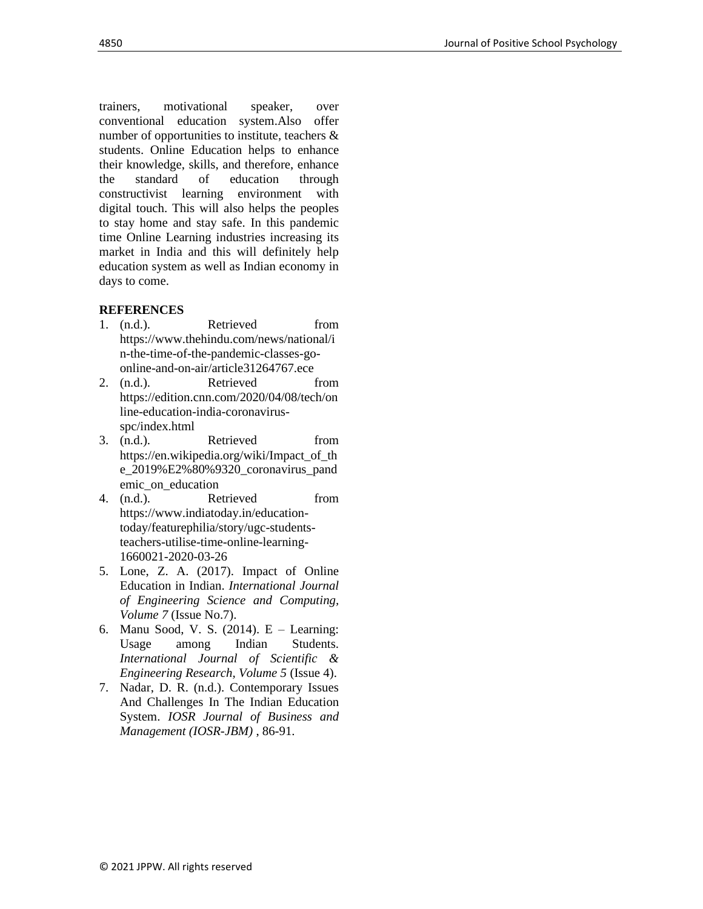trainers, motivational speaker, over conventional education system.Also offer number of opportunities to institute, teachers & students. Online Education helps to enhance their knowledge, skills, and therefore, enhance the standard of education through constructivist learning environment with digital touch. This will also helps the peoples to stay home and stay safe. In this pandemic time Online Learning industries increasing its market in India and this will definitely help education system as well as Indian economy in days to come.

**REFERENCES**

1. (n.d.). Retrieved from https://www.thehindu.com/news/national/in-the-time-of-the-pandemic-classes-go-online-and-on-air/article31264767.ece
2. (n.d.). Retrieved from https://edition.cnn.com/2020/04/08/tech/online-education-india-coronavirus-spc/index.html
3. (n.d.). Retrieved from https://en.wikipedia.org/wiki/Impact_of_the_2019%E2%80%9320_coronavirus_pandemic_on_education
4. (n.d.). Retrieved from https://www.indiatoday.in/education-today/featurephilia/story/ugc-students-teachers-utilise-time-online-learning-1660021-2020-03-26
5. Lone, Z. A. (2017). Impact of Online Education in Indian. *International Journal of Engineering Science and Computing, Volume 7* (Issue No.7).
6. Manu Sood, V. S. (2014). E – Learning: Usage among Indian Students. *International Journal of Scientific & Engineering Research, Volume 5* (Issue 4).
7. Nadar, D. R. (n.d.). Contemporary Issues And Challenges In The Indian Education System. *IOSR Journal of Business and Management (IOSR-JBM)* , 86-91.